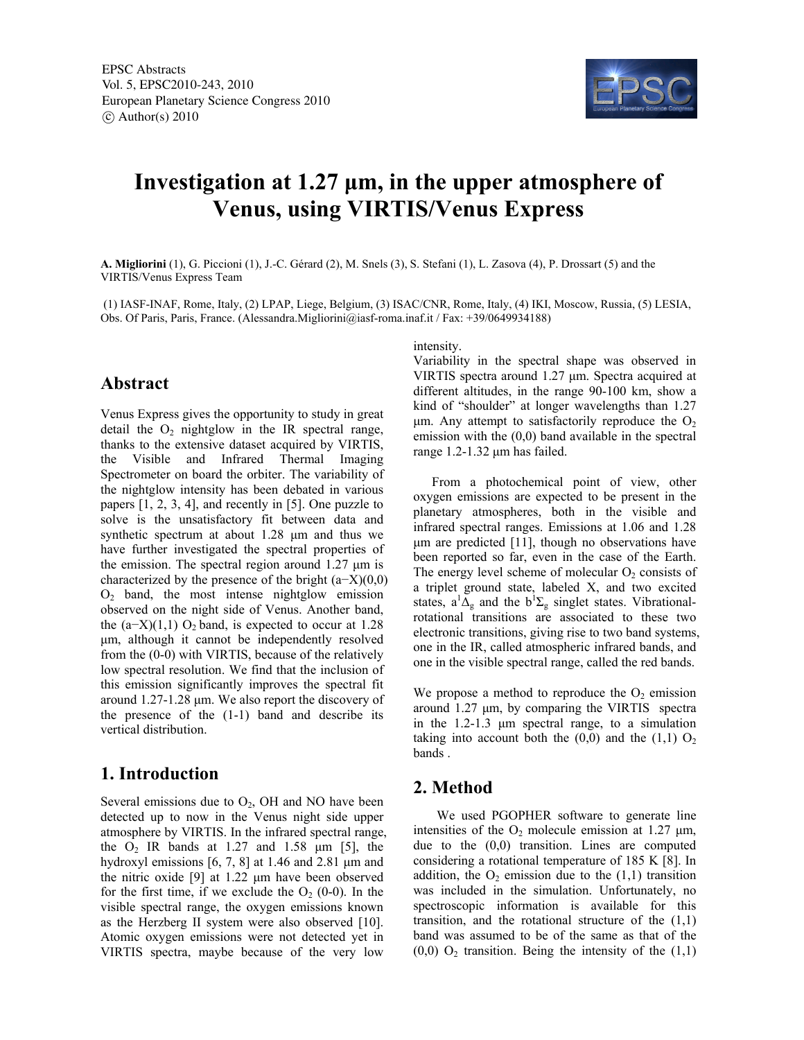# Investigation at 1.27 µm, in the upper atmosphere of Venus, using VIRTIS/Venus Express

**A. Migliorini** (1), G. Piccioni (1), J.-C. Gérard (2), M. Snels (3), S. Stefani (1), L. Zasova (4), P. Drossart (5) and the VIRTIS/Venus Express Team

(1) IASF-INAF, Rome, Italy, (2) LPAP, Liege, Belgium, (3) ISAC/CNR, Rome, Italy, (4) IKI, Moscow, Russia, (5) LESIA, Obs. Of Paris, Paris, France. (Alessandra.Migliorini@iasf-roma.inaf.it / Fax: +39/0649934188)

## Abstract

Venus Express gives the opportunity to study in great detail the $O_2$ nightglow in the IR spectral range, thanks to the extensive dataset acquired by VIRTIS, the Visible and Infrared Thermal Imaging Spectrometer on board the orbiter. The variability of the nightglow intensity has been debated in various papers [1, 2, 3, 4], and recently in [5]. One puzzle to solve is the unsatisfactory fit between data and synthetic spectrum at about 1.28 µm and thus we have further investigated the spectral properties of the emission. The spectral region around 1.27 µm is characterized by the presence of the bright (a−X)(0,0) $O_2$ band, the most intense nightglow emission observed on the night side of Venus. Another band, the (a−X)(1,1) $O_2$ band, is expected to occur at 1.28 µm, although it cannot be independently resolved from the (0-0) with VIRTIS, because of the relatively low spectral resolution. We find that the inclusion of this emission significantly improves the spectral fit around 1.27-1.28 µm. We also report the discovery of the presence of the (1-1) band and describe its vertical distribution.

## 1. Introduction

Several emissions due to $O_2$, OH and NO have been detected up to now in the Venus night side upper atmosphere by VIRTIS. In the infrared spectral range, the $O_2$ IR bands at 1.27 and 1.58 µm [5], the hydroxyl emissions [6, 7, 8] at 1.46 and 2.81 µm and the nitric oxide [9] at 1.22 µm have been observed for the first time, if we exclude the $O_2$ (0-0). In the visible spectral range, the oxygen emissions known as the Herzberg II system were also observed [10]. Atomic oxygen emissions were not detected yet in VIRTIS spectra, maybe because of the very low intensity.

Variability in the spectral shape was observed in VIRTIS spectra around 1.27 µm. Spectra acquired at different altitudes, in the range 90-100 km, show a kind of "shoulder" at longer wavelengths than 1.27 µm. Any attempt to satisfactorily reproduce the $O_2$ emission with the (0,0) band available in the spectral range 1.2-1.32 µm has failed.

From a photochemical point of view, other oxygen emissions are expected to be present in the planetary atmospheres, both in the visible and infrared spectral ranges. Emissions at 1.06 and 1.28 µm are predicted [11], though no observations have been reported so far, even in the case of the Earth. The energy level scheme of molecular $O_2$ consists of a triplet ground state, labeled X, and two excited states, $a^1\Delta_g$ and the $b^1\Sigma_g$ singlet states. Vibrational-rotational transitions are associated to these two electronic transitions, giving rise to two band systems, one in the IR, called atmospheric infrared bands, and one in the visible spectral range, called the red bands.

We propose a method to reproduce the $O_2$ emission around 1.27 µm, by comparing the VIRTIS spectra in the 1.2-1.3 µm spectral range, to a simulation taking into account both the (0,0) and the (1,1) $O_2$ bands .

## 2. Method

We used PGOPHER software to generate line intensities of the $O_2$ molecule emission at 1.27 µm, due to the (0,0) transition. Lines are computed considering a rotational temperature of 185 K [8]. In addition, the $O_2$ emission due to the (1,1) transition was included in the simulation. Unfortunately, no spectroscopic information is available for this transition, and the rotational structure of the (1,1) band was assumed to be of the same as that of the (0,0) $O_2$ transition. Being the intensity of the (1,1)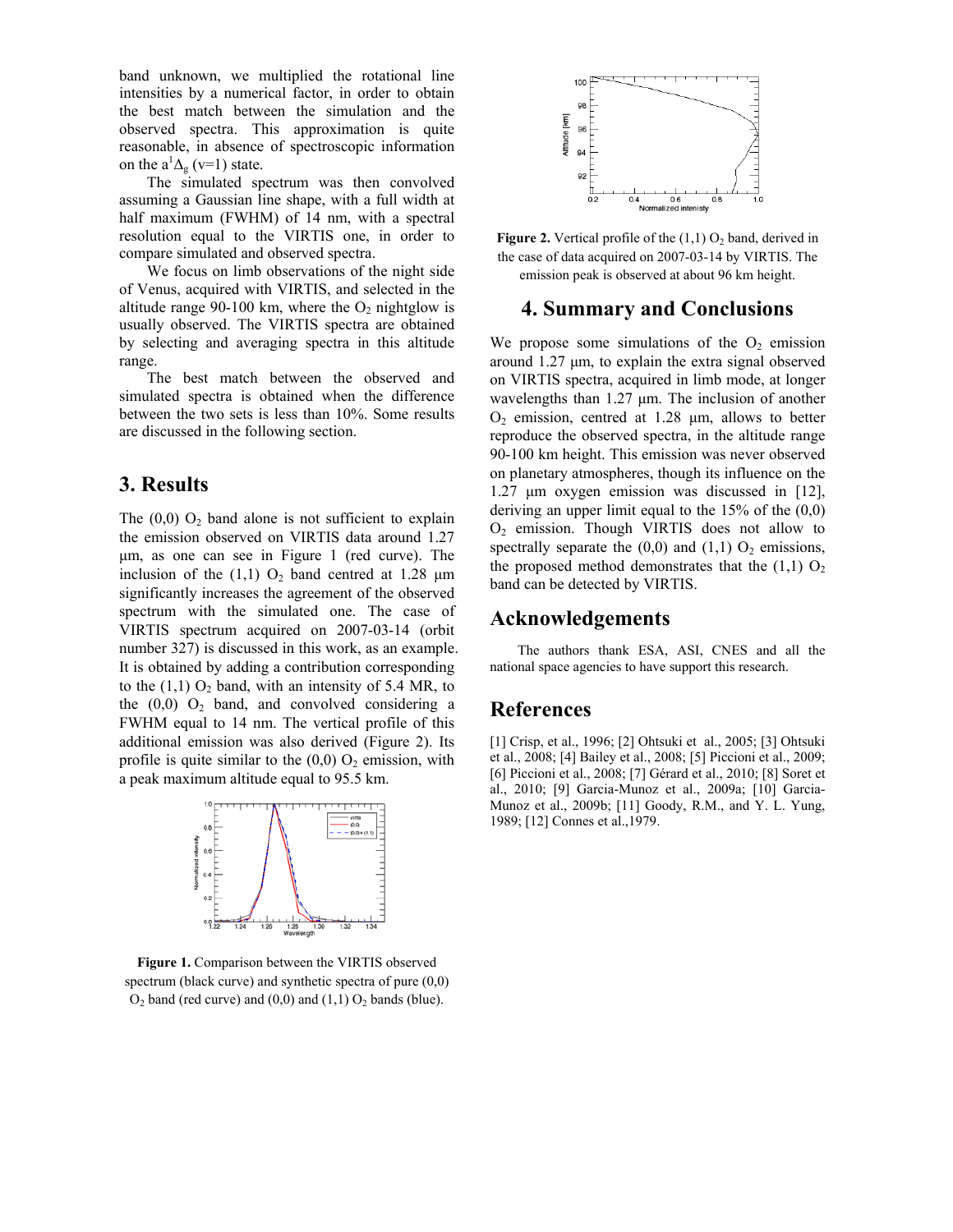band unknown, we multiplied the rotational line intensities by a numerical factor, in order to obtain the best match between the simulation and the observed spectra. This approximation is quite reasonable, in absence of spectroscopic information on the $a^1\Delta_g$ (v=1) state.

The simulated spectrum was then convolved assuming a Gaussian line shape, with a full width at half maximum (FWHM) of 14 nm, with a spectral resolution equal to the VIRTIS one, in order to compare simulated and observed spectra.

We focus on limb observations of the night side of Venus, acquired with VIRTIS, and selected in the altitude range 90-100 km, where the $O_2$ nightglow is usually observed. The VIRTIS spectra are obtained by selecting and averaging spectra in this altitude range.

The best match between the observed and simulated spectra is obtained when the difference between the two sets is less than 10%. Some results are discussed in the following section.

## 3. Results

The (0,0) $O_2$ band alone is not sufficient to explain the emission observed on VIRTIS data around 1.27 µm, as one can see in Figure 1 (red curve). The inclusion of the (1,1) $O_2$ band centred at 1.28 µm significantly increases the agreement of the observed spectrum with the simulated one. The case of VIRTIS spectrum acquired on 2007-03-14 (orbit number 327) is discussed in this work, as an example. It is obtained by adding a contribution corresponding to the (1,1) $O_2$ band, with an intensity of 5.4 MR, to the (0,0) $O_2$ band, and convolved considering a FWHM equal to 14 nm. The vertical profile of this additional emission was also derived (Figure 2). Its profile is quite similar to the (0,0) $O_2$ emission, with a peak maximum altitude equal to 95.5 km.

virtis
(0,0)
(0,0)+(1,1)
Normalized intensity
Wavelength

**Figure 1.** Comparison between the VIRTIS observed spectrum (black curve) and synthetic spectra of pure (0,0) $O_2$ band (red curve) and (0,0) and (1,1) $O_2$ bands (blue).

Altitude [km]
Normalized intenisty

**Figure 2.** Vertical profile of the (1,1) $O_2$ band, derived in the case of data acquired on 2007-03-14 by VIRTIS. The emission peak is observed at about 96 km height.

## 4. Summary and Conclusions

We propose some simulations of the $O_2$ emission around 1.27 µm, to explain the extra signal observed on VIRTIS spectra, acquired in limb mode, at longer wavelengths than 1.27 µm. The inclusion of another $O_2$ emission, centred at 1.28 µm, allows to better reproduce the observed spectra, in the altitude range 90-100 km height. This emission was never observed on planetary atmospheres, though its influence on the 1.27 µm oxygen emission was discussed in [12], deriving an upper limit equal to the 15% of the (0,0) $O_2$ emission. Though VIRTIS does not allow to spectrally separate the (0,0) and (1,1) $O_2$ emissions, the proposed method demonstrates that the (1,1) $O_2$ band can be detected by VIRTIS.

## Acknowledgements

The authors thank ESA, ASI, CNES and all the national space agencies to have support this research.

## References

[1] Crisp, et al., 1996; [2] Ohtsuki et al., 2005; [3] Ohtsuki et al., 2008; [4] Bailey et al., 2008; [5] Piccioni et al., 2009; [6] Piccioni et al., 2008; [7] Gérard et al., 2010; [8] Soret et al., 2010; [9] Garcia-Munoz et al., 2009a; [10] Garcia-Munoz et al., 2009b; [11] Goody, R.M., and Y. L. Yung, 1989; [12] Connes et al.,1979.